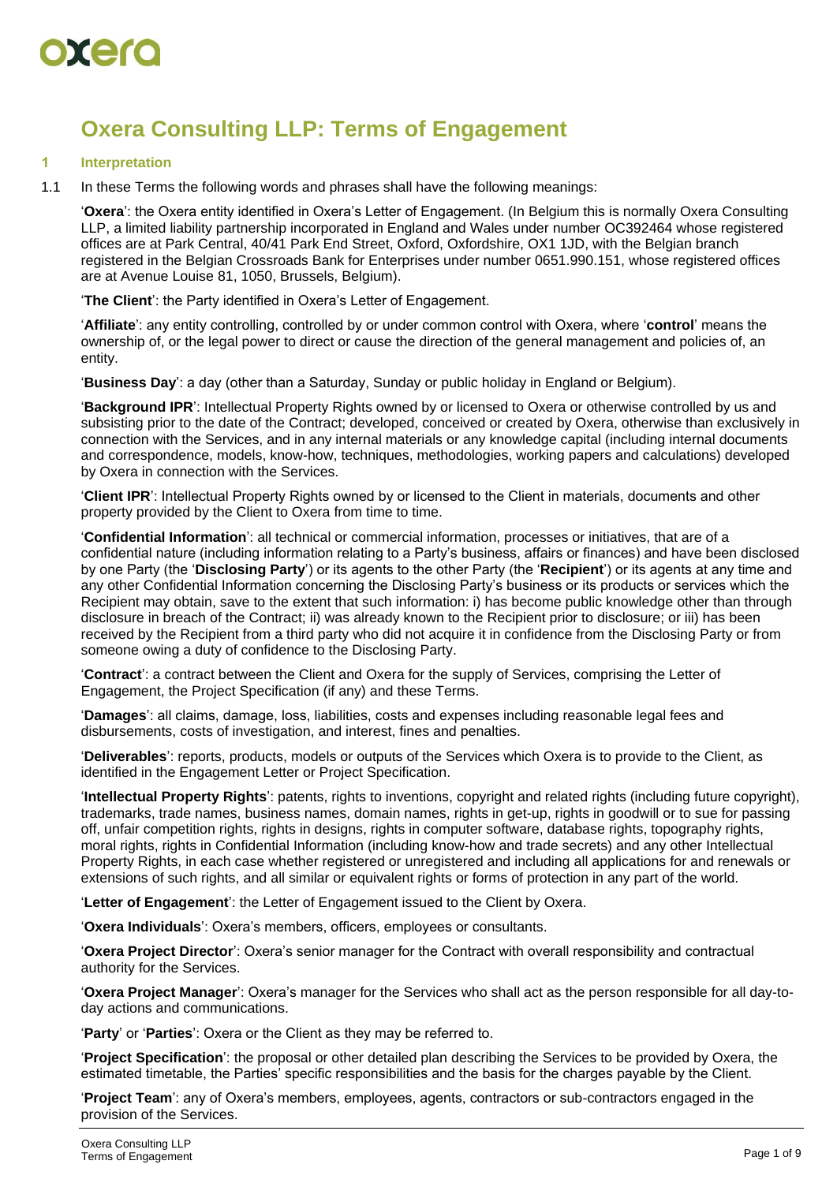# Oxera Consulting LLP: Terms of Engagement

## 1 Interpretation

1.1 In these Terms the following words and phrases shall have the following meanings:

'**Oxera**': the Oxera entity identified in Oxera's Letter of Engagement. (In Belgium this is normally Oxera Consulting LLP, a limited liability partnership incorporated in England and Wales under number OC392464 whose registered offices are at Park Central, 40/41 Park End Street, Oxford, Oxfordshire, OX1 1JD, with the Belgian branch registered in the Belgian Crossroads Bank for Enterprises under number 0651.990.151, whose registered offices are at Avenue Louise 81, 1050, Brussels, Belgium).

'**The Client**': the Party identified in Oxera's Letter of Engagement.

'**Affiliate**': any entity controlling, controlled by or under common control with Oxera, where '**control**' means the ownership of, or the legal power to direct or cause the direction of the general management and policies of, an entity.

'**Business Day**': a day (other than a Saturday, Sunday or public holiday in England or Belgium).

'**Background IPR**': Intellectual Property Rights owned by or licensed to Oxera or otherwise controlled by us and subsisting prior to the date of the Contract; developed, conceived or created by Oxera, otherwise than exclusively in connection with the Services, and in any internal materials or any knowledge capital (including internal documents and correspondence, models, know-how, techniques, methodologies, working papers and calculations) developed by Oxera in connection with the Services.

'**Client IPR**': Intellectual Property Rights owned by or licensed to the Client in materials, documents and other property provided by the Client to Oxera from time to time.

'**Confidential Information**': all technical or commercial information, processes or initiatives, that are of a confidential nature (including information relating to a Party's business, affairs or finances) and have been disclosed by one Party (the '**Disclosing Party**') or its agents to the other Party (the '**Recipient**') or its agents at any time and any other Confidential Information concerning the Disclosing Party's business or its products or services which the Recipient may obtain, save to the extent that such information: i) has become public knowledge other than through disclosure in breach of the Contract; ii) was already known to the Recipient prior to disclosure; or iii) has been received by the Recipient from a third party who did not acquire it in confidence from the Disclosing Party or from someone owing a duty of confidence to the Disclosing Party.

'**Contract**': a contract between the Client and Oxera for the supply of Services, comprising the Letter of Engagement, the Project Specification (if any) and these Terms.

'**Damages**': all claims, damage, loss, liabilities, costs and expenses including reasonable legal fees and disbursements, costs of investigation, and interest, fines and penalties.

'**Deliverables**': reports, products, models or outputs of the Services which Oxera is to provide to the Client, as identified in the Engagement Letter or Project Specification.

'**Intellectual Property Rights**': patents, rights to inventions, copyright and related rights (including future copyright), trademarks, trade names, business names, domain names, rights in get-up, rights in goodwill or to sue for passing off, unfair competition rights, rights in designs, rights in computer software, database rights, topography rights, moral rights, rights in Confidential Information (including know-how and trade secrets) and any other Intellectual Property Rights, in each case whether registered or unregistered and including all applications for and renewals or extensions of such rights, and all similar or equivalent rights or forms of protection in any part of the world.

'**Letter of Engagement**': the Letter of Engagement issued to the Client by Oxera.

'**Oxera Individuals**': Oxera's members, officers, employees or consultants.

'**Oxera Project Director**': Oxera's senior manager for the Contract with overall responsibility and contractual authority for the Services.

'**Oxera Project Manager**': Oxera's manager for the Services who shall act as the person responsible for all day-to-day actions and communications.

'**Party**' or '**Parties**': Oxera or the Client as they may be referred to.

'**Project Specification**': the proposal or other detailed plan describing the Services to be provided by Oxera, the estimated timetable, the Parties' specific responsibilities and the basis for the charges payable by the Client.

'**Project Team**': any of Oxera's members, employees, agents, contractors or sub-contractors engaged in the provision of the Services.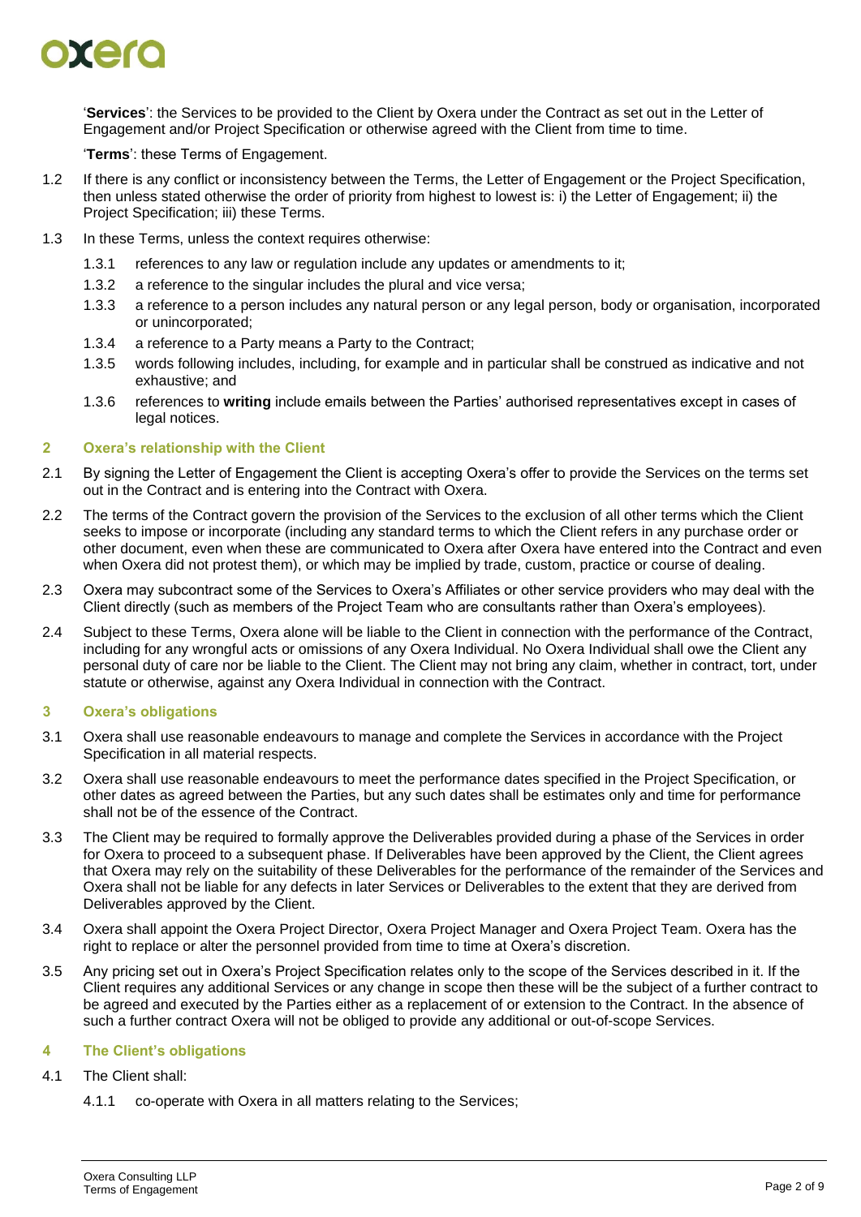'**Services**': the Services to be provided to the Client by Oxera under the Contract as set out in the Letter of Engagement and/or Project Specification or otherwise agreed with the Client from time to time.

'**Terms**': these Terms of Engagement.

1.2 If there is any conflict or inconsistency between the Terms, the Letter of Engagement or the Project Specification, then unless stated otherwise the order of priority from highest to lowest is: i) the Letter of Engagement; ii) the Project Specification; iii) these Terms.

1.3 In these Terms, unless the context requires otherwise:

1.3.1 references to any law or regulation include any updates or amendments to it;

1.3.2 a reference to the singular includes the plural and vice versa;

1.3.3 a reference to a person includes any natural person or any legal person, body or organisation, incorporated or unincorporated;

1.3.4 a reference to a Party means a Party to the Contract;

1.3.5 words following includes, including, for example and in particular shall be construed as indicative and not exhaustive; and

1.3.6 references to **writing** include emails between the Parties' authorised representatives except in cases of legal notices.

## 2 Oxera's relationship with the Client

2.1 By signing the Letter of Engagement the Client is accepting Oxera's offer to provide the Services on the terms set out in the Contract and is entering into the Contract with Oxera.

2.2 The terms of the Contract govern the provision of the Services to the exclusion of all other terms which the Client seeks to impose or incorporate (including any standard terms to which the Client refers in any purchase order or other document, even when these are communicated to Oxera after Oxera have entered into the Contract and even when Oxera did not protest them), or which may be implied by trade, custom, practice or course of dealing.

2.3 Oxera may subcontract some of the Services to Oxera's Affiliates or other service providers who may deal with the Client directly (such as members of the Project Team who are consultants rather than Oxera's employees).

2.4 Subject to these Terms, Oxera alone will be liable to the Client in connection with the performance of the Contract, including for any wrongful acts or omissions of any Oxera Individual. No Oxera Individual shall owe the Client any personal duty of care nor be liable to the Client. The Client may not bring any claim, whether in contract, tort, under statute or otherwise, against any Oxera Individual in connection with the Contract.

## 3 Oxera's obligations

3.1 Oxera shall use reasonable endeavours to manage and complete the Services in accordance with the Project Specification in all material respects.

3.2 Oxera shall use reasonable endeavours to meet the performance dates specified in the Project Specification, or other dates as agreed between the Parties, but any such dates shall be estimates only and time for performance shall not be of the essence of the Contract.

3.3 The Client may be required to formally approve the Deliverables provided during a phase of the Services in order for Oxera to proceed to a subsequent phase. If Deliverables have been approved by the Client, the Client agrees that Oxera may rely on the suitability of these Deliverables for the performance of the remainder of the Services and Oxera shall not be liable for any defects in later Services or Deliverables to the extent that they are derived from Deliverables approved by the Client.

3.4 Oxera shall appoint the Oxera Project Director, Oxera Project Manager and Oxera Project Team. Oxera has the right to replace or alter the personnel provided from time to time at Oxera's discretion.

3.5 Any pricing set out in Oxera's Project Specification relates only to the scope of the Services described in it. If the Client requires any additional Services or any change in scope then these will be the subject of a further contract to be agreed and executed by the Parties either as a replacement of or extension to the Contract. In the absence of such a further contract Oxera will not be obliged to provide any additional or out-of-scope Services.

## 4 The Client's obligations

4.1 The Client shall:

4.1.1 co-operate with Oxera in all matters relating to the Services;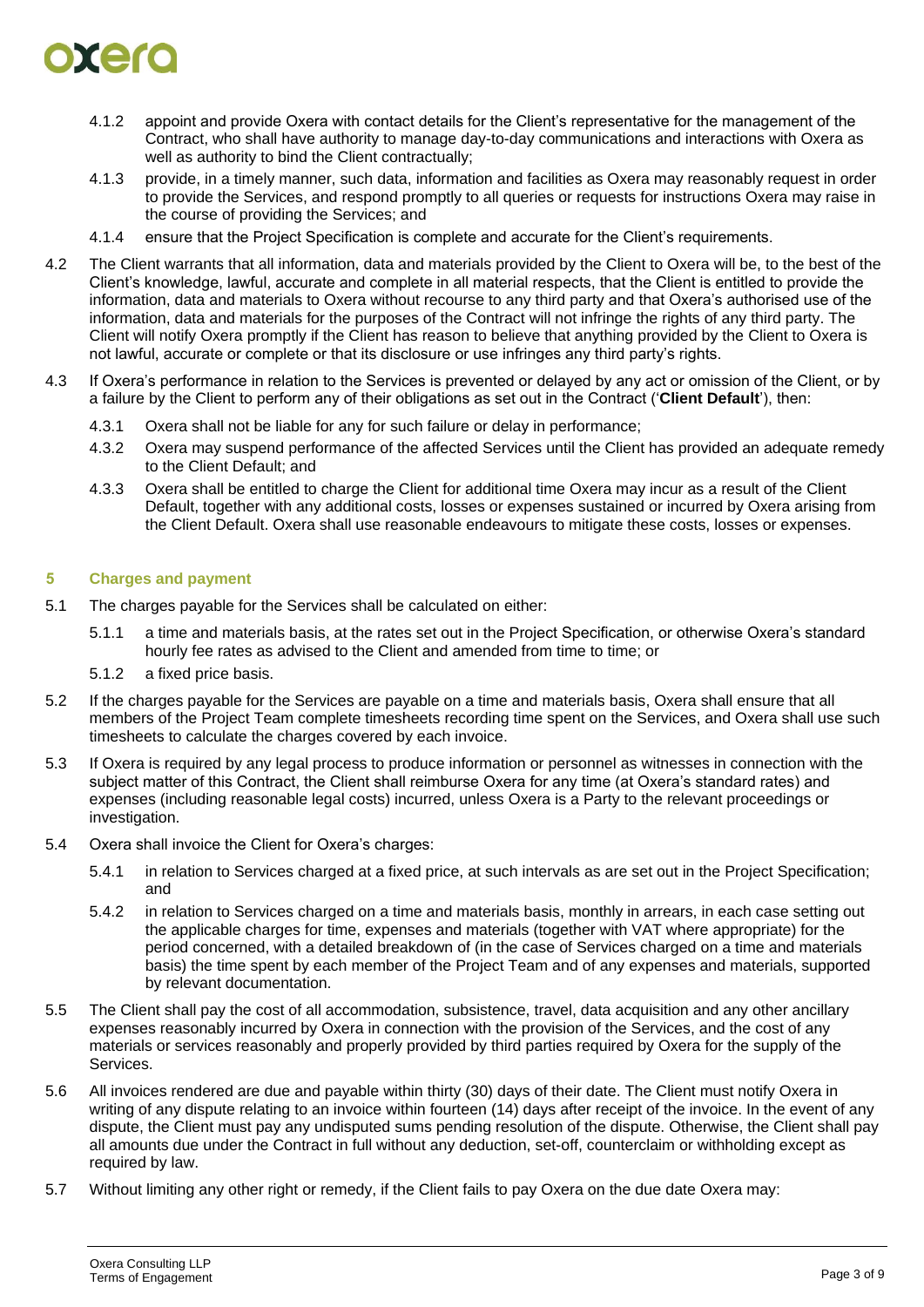4.1.2 appoint and provide Oxera with contact details for the Client's representative for the management of the Contract, who shall have authority to manage day-to-day communications and interactions with Oxera as well as authority to bind the Client contractually;

4.1.3 provide, in a timely manner, such data, information and facilities as Oxera may reasonably request in order to provide the Services, and respond promptly to all queries or requests for instructions Oxera may raise in the course of providing the Services; and

4.1.4 ensure that the Project Specification is complete and accurate for the Client's requirements.

4.2 The Client warrants that all information, data and materials provided by the Client to Oxera will be, to the best of the Client's knowledge, lawful, accurate and complete in all material respects, that the Client is entitled to provide the information, data and materials to Oxera without recourse to any third party and that Oxera's authorised use of the information, data and materials for the purposes of the Contract will not infringe the rights of any third party. The Client will notify Oxera promptly if the Client has reason to believe that anything provided by the Client to Oxera is not lawful, accurate or complete or that its disclosure or use infringes any third party's rights.

4.3 If Oxera's performance in relation to the Services is prevented or delayed by any act or omission of the Client, or by a failure by the Client to perform any of their obligations as set out in the Contract ('**Client Default**'), then:

4.3.1 Oxera shall not be liable for any for such failure or delay in performance;

4.3.2 Oxera may suspend performance of the affected Services until the Client has provided an adequate remedy to the Client Default; and

4.3.3 Oxera shall be entitled to charge the Client for additional time Oxera may incur as a result of the Client Default, together with any additional costs, losses or expenses sustained or incurred by Oxera arising from the Client Default. Oxera shall use reasonable endeavours to mitigate these costs, losses or expenses.

## 5 Charges and payment

5.1 The charges payable for the Services shall be calculated on either:

5.1.1 a time and materials basis, at the rates set out in the Project Specification, or otherwise Oxera's standard hourly fee rates as advised to the Client and amended from time to time; or

5.1.2 a fixed price basis.

5.2 If the charges payable for the Services are payable on a time and materials basis, Oxera shall ensure that all members of the Project Team complete timesheets recording time spent on the Services, and Oxera shall use such timesheets to calculate the charges covered by each invoice.

5.3 If Oxera is required by any legal process to produce information or personnel as witnesses in connection with the subject matter of this Contract, the Client shall reimburse Oxera for any time (at Oxera's standard rates) and expenses (including reasonable legal costs) incurred, unless Oxera is a Party to the relevant proceedings or investigation.

5.4 Oxera shall invoice the Client for Oxera's charges:

5.4.1 in relation to Services charged at a fixed price, at such intervals as are set out in the Project Specification; and

5.4.2 in relation to Services charged on a time and materials basis, monthly in arrears, in each case setting out the applicable charges for time, expenses and materials (together with VAT where appropriate) for the period concerned, with a detailed breakdown of (in the case of Services charged on a time and materials basis) the time spent by each member of the Project Team and of any expenses and materials, supported by relevant documentation.

5.5 The Client shall pay the cost of all accommodation, subsistence, travel, data acquisition and any other ancillary expenses reasonably incurred by Oxera in connection with the provision of the Services, and the cost of any materials or services reasonably and properly provided by third parties required by Oxera for the supply of the Services.

5.6 All invoices rendered are due and payable within thirty (30) days of their date. The Client must notify Oxera in writing of any dispute relating to an invoice within fourteen (14) days after receipt of the invoice. In the event of any dispute, the Client must pay any undisputed sums pending resolution of the dispute. Otherwise, the Client shall pay all amounts due under the Contract in full without any deduction, set-off, counterclaim or withholding except as required by law.

5.7 Without limiting any other right or remedy, if the Client fails to pay Oxera on the due date Oxera may: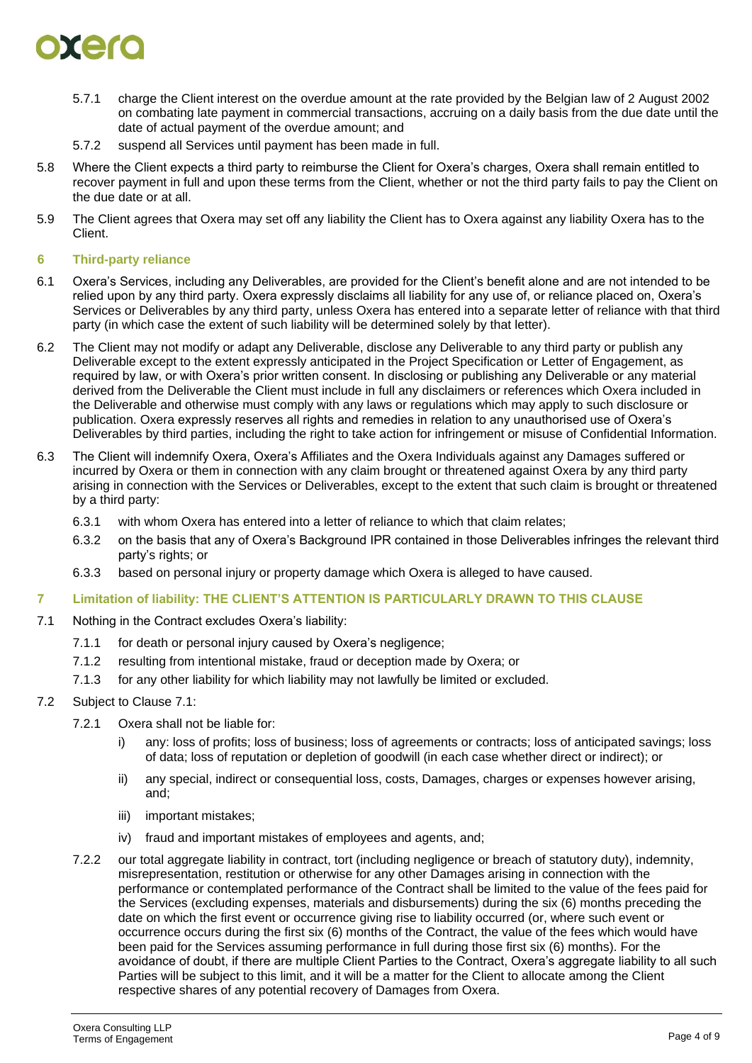5.7.1 charge the Client interest on the overdue amount at the rate provided by the Belgian law of 2 August 2002 on combating late payment in commercial transactions, accruing on a daily basis from the due date until the date of actual payment of the overdue amount; and

5.7.2 suspend all Services until payment has been made in full.

5.8 Where the Client expects a third party to reimburse the Client for Oxera's charges, Oxera shall remain entitled to recover payment in full and upon these terms from the Client, whether or not the third party fails to pay the Client on the due date or at all.

5.9 The Client agrees that Oxera may set off any liability the Client has to Oxera against any liability Oxera has to the Client.

## 6 Third-party reliance

6.1 Oxera's Services, including any Deliverables, are provided for the Client's benefit alone and are not intended to be relied upon by any third party. Oxera expressly disclaims all liability for any use of, or reliance placed on, Oxera's Services or Deliverables by any third party, unless Oxera has entered into a separate letter of reliance with that third party (in which case the extent of such liability will be determined solely by that letter).

6.2 The Client may not modify or adapt any Deliverable, disclose any Deliverable to any third party or publish any Deliverable except to the extent expressly anticipated in the Project Specification or Letter of Engagement, as required by law, or with Oxera's prior written consent. In disclosing or publishing any Deliverable or any material derived from the Deliverable the Client must include in full any disclaimers or references which Oxera included in the Deliverable and otherwise must comply with any laws or regulations which may apply to such disclosure or publication. Oxera expressly reserves all rights and remedies in relation to any unauthorised use of Oxera's Deliverables by third parties, including the right to take action for infringement or misuse of Confidential Information.

6.3 The Client will indemnify Oxera, Oxera's Affiliates and the Oxera Individuals against any Damages suffered or incurred by Oxera or them in connection with any claim brought or threatened against Oxera by any third party arising in connection with the Services or Deliverables, except to the extent that such claim is brought or threatened by a third party:

6.3.1 with whom Oxera has entered into a letter of reliance to which that claim relates;

6.3.2 on the basis that any of Oxera's Background IPR contained in those Deliverables infringes the relevant third party's rights; or

6.3.3 based on personal injury or property damage which Oxera is alleged to have caused.

## 7 Limitation of liability: THE CLIENT'S ATTENTION IS PARTICULARLY DRAWN TO THIS CLAUSE

7.1 Nothing in the Contract excludes Oxera's liability:

7.1.1 for death or personal injury caused by Oxera's negligence;

7.1.2 resulting from intentional mistake, fraud or deception made by Oxera; or

7.1.3 for any other liability for which liability may not lawfully be limited or excluded.

7.2 Subject to Clause 7.1:

7.2.1 Oxera shall not be liable for:

i) any: loss of profits; loss of business; loss of agreements or contracts; loss of anticipated savings; loss of data; loss of reputation or depletion of goodwill (in each case whether direct or indirect); or

ii) any special, indirect or consequential loss, costs, Damages, charges or expenses however arising, and;

iii) important mistakes;

iv) fraud and important mistakes of employees and agents, and;

7.2.2 our total aggregate liability in contract, tort (including negligence or breach of statutory duty), indemnity, misrepresentation, restitution or otherwise for any other Damages arising in connection with the performance or contemplated performance of the Contract shall be limited to the value of the fees paid for the Services (excluding expenses, materials and disbursements) during the six (6) months preceding the date on which the first event or occurrence giving rise to liability occurred (or, where such event or occurrence occurs during the first six (6) months of the Contract, the value of the fees which would have been paid for the Services assuming performance in full during those first six (6) months). For the avoidance of doubt, if there are multiple Client Parties to the Contract, Oxera's aggregate liability to all such Parties will be subject to this limit, and it will be a matter for the Client to allocate among the Client respective shares of any potential recovery of Damages from Oxera.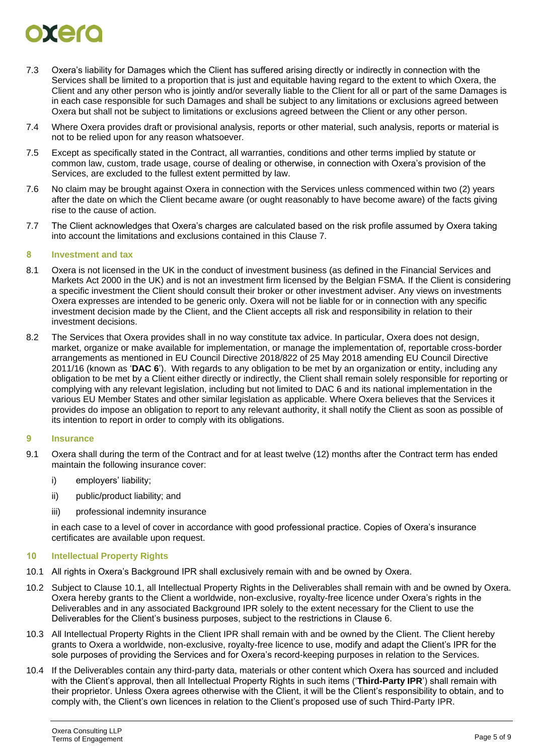7.3 Oxera's liability for Damages which the Client has suffered arising directly or indirectly in connection with the Services shall be limited to a proportion that is just and equitable having regard to the extent to which Oxera, the Client and any other person who is jointly and/or severally liable to the Client for all or part of the same Damages is in each case responsible for such Damages and shall be subject to any limitations or exclusions agreed between Oxera but shall not be subject to limitations or exclusions agreed between the Client or any other person.

7.4 Where Oxera provides draft or provisional analysis, reports or other material, such analysis, reports or material is not to be relied upon for any reason whatsoever.

7.5 Except as specifically stated in the Contract, all warranties, conditions and other terms implied by statute or common law, custom, trade usage, course of dealing or otherwise, in connection with Oxera's provision of the Services, are excluded to the fullest extent permitted by law.

7.6 No claim may be brought against Oxera in connection with the Services unless commenced within two (2) years after the date on which the Client became aware (or ought reasonably to have become aware) of the facts giving rise to the cause of action.

7.7 The Client acknowledges that Oxera's charges are calculated based on the risk profile assumed by Oxera taking into account the limitations and exclusions contained in this Clause 7.

## 8 Investment and tax

8.1 Oxera is not licensed in the UK in the conduct of investment business (as defined in the Financial Services and Markets Act 2000 in the UK) and is not an investment firm licensed by the Belgian FSMA. If the Client is considering a specific investment the Client should consult their broker or other investment adviser. Any views on investments Oxera expresses are intended to be generic only. Oxera will not be liable for or in connection with any specific investment decision made by the Client, and the Client accepts all risk and responsibility in relation to their investment decisions.

8.2 The Services that Oxera provides shall in no way constitute tax advice. In particular, Oxera does not design, market, organize or make available for implementation, or manage the implementation of, reportable cross-border arrangements as mentioned in EU Council Directive 2018/822 of 25 May 2018 amending EU Council Directive 2011/16 (known as '**DAC 6**'). With regards to any obligation to be met by an organization or entity, including any obligation to be met by a Client either directly or indirectly, the Client shall remain solely responsible for reporting or complying with any relevant legislation, including but not limited to DAC 6 and its national implementation in the various EU Member States and other similar legislation as applicable. Where Oxera believes that the Services it provides do impose an obligation to report to any relevant authority, it shall notify the Client as soon as possible of its intention to report in order to comply with its obligations.

## 9 Insurance

9.1 Oxera shall during the term of the Contract and for at least twelve (12) months after the Contract term has ended maintain the following insurance cover:

i) employers' liability;

ii) public/product liability; and

iii) professional indemnity insurance

in each case to a level of cover in accordance with good professional practice. Copies of Oxera's insurance certificates are available upon request.

## 10 Intellectual Property Rights

10.1 All rights in Oxera's Background IPR shall exclusively remain with and be owned by Oxera.

10.2 Subject to Clause 10.1, all Intellectual Property Rights in the Deliverables shall remain with and be owned by Oxera. Oxera hereby grants to the Client a worldwide, non-exclusive, royalty-free licence under Oxera's rights in the Deliverables and in any associated Background IPR solely to the extent necessary for the Client to use the Deliverables for the Client's business purposes, subject to the restrictions in Clause 6.

10.3 All Intellectual Property Rights in the Client IPR shall remain with and be owned by the Client. The Client hereby grants to Oxera a worldwide, non-exclusive, royalty-free licence to use, modify and adapt the Client's IPR for the sole purposes of providing the Services and for Oxera's record-keeping purposes in relation to the Services.

10.4 If the Deliverables contain any third-party data, materials or other content which Oxera has sourced and included with the Client's approval, then all Intellectual Property Rights in such items ('**Third-Party IPR**') shall remain with their proprietor. Unless Oxera agrees otherwise with the Client, it will be the Client's responsibility to obtain, and to comply with, the Client's own licences in relation to the Client's proposed use of such Third-Party IPR.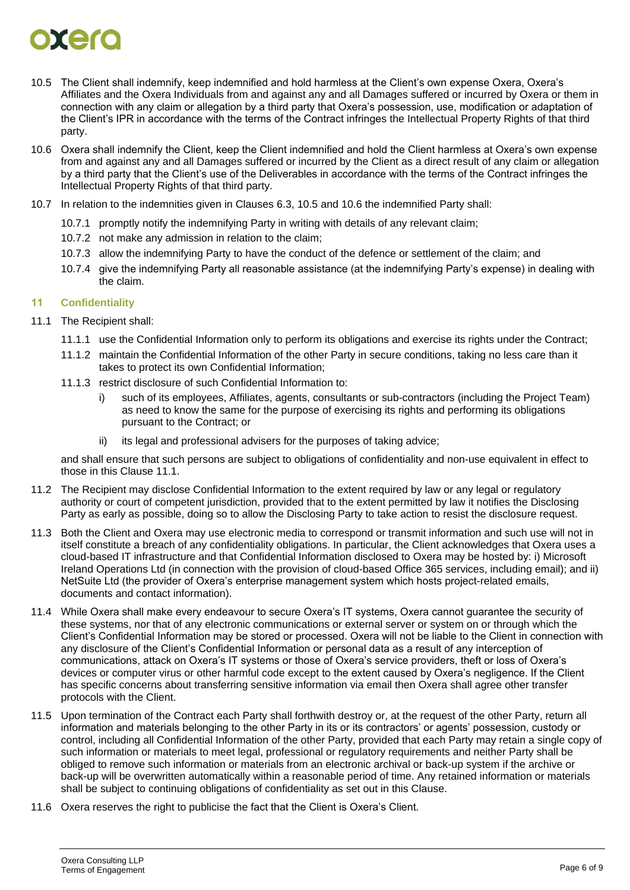10.5 The Client shall indemnify, keep indemnified and hold harmless at the Client's own expense Oxera, Oxera's Affiliates and the Oxera Individuals from and against any and all Damages suffered or incurred by Oxera or them in connection with any claim or allegation by a third party that Oxera's possession, use, modification or adaptation of the Client's IPR in accordance with the terms of the Contract infringes the Intellectual Property Rights of that third party.

10.6 Oxera shall indemnify the Client, keep the Client indemnified and hold the Client harmless at Oxera's own expense from and against any and all Damages suffered or incurred by the Client as a direct result of any claim or allegation by a third party that the Client's use of the Deliverables in accordance with the terms of the Contract infringes the Intellectual Property Rights of that third party.

10.7 In relation to the indemnities given in Clauses 6.3, 10.5 and 10.6 the indemnified Party shall:

- 10.7.1 promptly notify the indemnifying Party in writing with details of any relevant claim;
- 10.7.2 not make any admission in relation to the claim;
- 10.7.3 allow the indemnifying Party to have the conduct of the defence or settlement of the claim; and
- 10.7.4 give the indemnifying Party all reasonable assistance (at the indemnifying Party's expense) in dealing with the claim.

## 11 Confidentiality

11.1 The Recipient shall:

- 11.1.1 use the Confidential Information only to perform its obligations and exercise its rights under the Contract;
- 11.1.2 maintain the Confidential Information of the other Party in secure conditions, taking no less care than it takes to protect its own Confidential Information;
- 11.1.3 restrict disclosure of such Confidential Information to:
  - i) such of its employees, Affiliates, agents, consultants or sub-contractors (including the Project Team) as need to know the same for the purpose of exercising its rights and performing its obligations pursuant to the Contract; or
  - ii) its legal and professional advisers for the purposes of taking advice;

and shall ensure that such persons are subject to obligations of confidentiality and non-use equivalent in effect to those in this Clause 11.1.

11.2 The Recipient may disclose Confidential Information to the extent required by law or any legal or regulatory authority or court of competent jurisdiction, provided that to the extent permitted by law it notifies the Disclosing Party as early as possible, doing so to allow the Disclosing Party to take action to resist the disclosure request.

11.3 Both the Client and Oxera may use electronic media to correspond or transmit information and such use will not in itself constitute a breach of any confidentiality obligations. In particular, the Client acknowledges that Oxera uses a cloud-based IT infrastructure and that Confidential Information disclosed to Oxera may be hosted by: i) Microsoft Ireland Operations Ltd (in connection with the provision of cloud-based Office 365 services, including email); and ii) NetSuite Ltd (the provider of Oxera's enterprise management system which hosts project-related emails, documents and contact information).

11.4 While Oxera shall make every endeavour to secure Oxera's IT systems, Oxera cannot guarantee the security of these systems, nor that of any electronic communications or external server or system on or through which the Client's Confidential Information may be stored or processed. Oxera will not be liable to the Client in connection with any disclosure of the Client's Confidential Information or personal data as a result of any interception of communications, attack on Oxera's IT systems or those of Oxera's service providers, theft or loss of Oxera's devices or computer virus or other harmful code except to the extent caused by Oxera's negligence. If the Client has specific concerns about transferring sensitive information via email then Oxera shall agree other transfer protocols with the Client.

11.5 Upon termination of the Contract each Party shall forthwith destroy or, at the request of the other Party, return all information and materials belonging to the other Party in its or its contractors' or agents' possession, custody or control, including all Confidential Information of the other Party, provided that each Party may retain a single copy of such information or materials to meet legal, professional or regulatory requirements and neither Party shall be obliged to remove such information or materials from an electronic archival or back-up system if the archive or back-up will be overwritten automatically within a reasonable period of time. Any retained information or materials shall be subject to continuing obligations of confidentiality as set out in this Clause.

11.6 Oxera reserves the right to publicise the fact that the Client is Oxera's Client.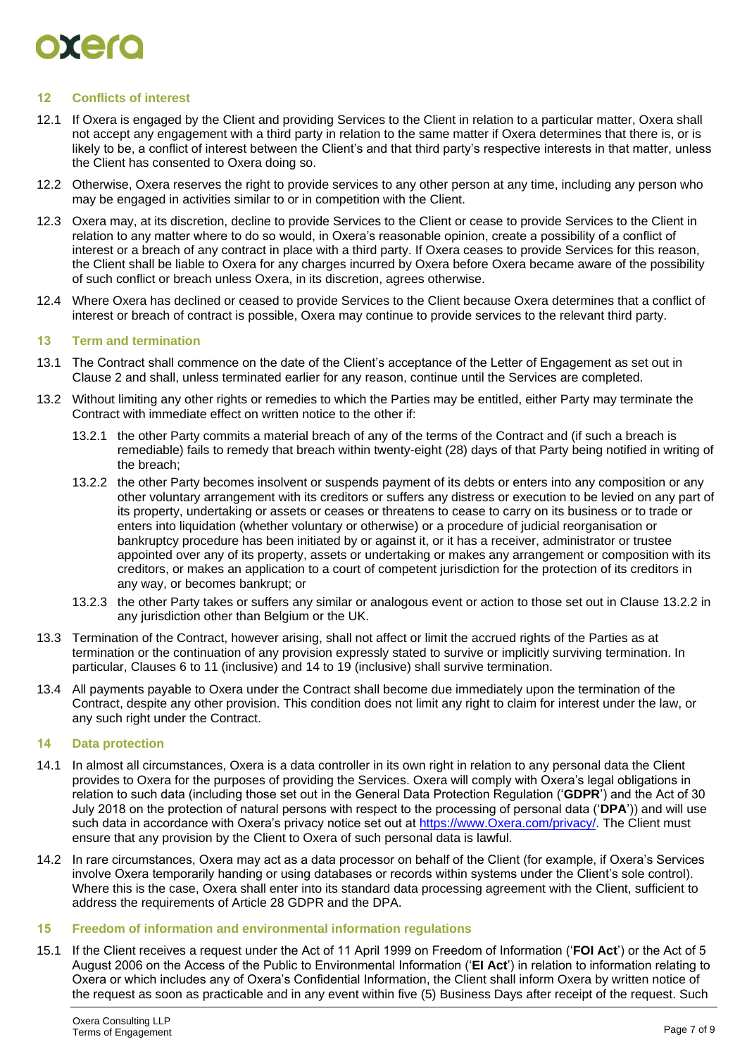## 12 Conflicts of interest

12.1 If Oxera is engaged by the Client and providing Services to the Client in relation to a particular matter, Oxera shall not accept any engagement with a third party in relation to the same matter if Oxera determines that there is, or is likely to be, a conflict of interest between the Client's and that third party's respective interests in that matter, unless the Client has consented to Oxera doing so.

12.2 Otherwise, Oxera reserves the right to provide services to any other person at any time, including any person who may be engaged in activities similar to or in competition with the Client.

12.3 Oxera may, at its discretion, decline to provide Services to the Client or cease to provide Services to the Client in relation to any matter where to do so would, in Oxera's reasonable opinion, create a possibility of a conflict of interest or a breach of any contract in place with a third party. If Oxera ceases to provide Services for this reason, the Client shall be liable to Oxera for any charges incurred by Oxera before Oxera became aware of the possibility of such conflict or breach unless Oxera, in its discretion, agrees otherwise.

12.4 Where Oxera has declined or ceased to provide Services to the Client because Oxera determines that a conflict of interest or breach of contract is possible, Oxera may continue to provide services to the relevant third party.

## 13 Term and termination

13.1 The Contract shall commence on the date of the Client's acceptance of the Letter of Engagement as set out in Clause 2 and shall, unless terminated earlier for any reason, continue until the Services are completed.

13.2 Without limiting any other rights or remedies to which the Parties may be entitled, either Party may terminate the Contract with immediate effect on written notice to the other if:

13.2.1 the other Party commits a material breach of any of the terms of the Contract and (if such a breach is remediable) fails to remedy that breach within twenty-eight (28) days of that Party being notified in writing of the breach;

13.2.2 the other Party becomes insolvent or suspends payment of its debts or enters into any composition or any other voluntary arrangement with its creditors or suffers any distress or execution to be levied on any part of its property, undertaking or assets or ceases or threatens to cease to carry on its business or to trade or enters into liquidation (whether voluntary or otherwise) or a procedure of judicial reorganisation or bankruptcy procedure has been initiated by or against it, or it has a receiver, administrator or trustee appointed over any of its property, assets or undertaking or makes any arrangement or composition with its creditors, or makes an application to a court of competent jurisdiction for the protection of its creditors in any way, or becomes bankrupt; or

13.2.3 the other Party takes or suffers any similar or analogous event or action to those set out in Clause 13.2.2 in any jurisdiction other than Belgium or the UK.

13.3 Termination of the Contract, however arising, shall not affect or limit the accrued rights of the Parties as at termination or the continuation of any provision expressly stated to survive or implicitly surviving termination. In particular, Clauses 6 to 11 (inclusive) and 14 to 19 (inclusive) shall survive termination.

13.4 All payments payable to Oxera under the Contract shall become due immediately upon the termination of the Contract, despite any other provision. This condition does not limit any right to claim for interest under the law, or any such right under the Contract.

## 14 Data protection

14.1 In almost all circumstances, Oxera is a data controller in its own right in relation to any personal data the Client provides to Oxera for the purposes of providing the Services. Oxera will comply with Oxera's legal obligations in relation to such data (including those set out in the General Data Protection Regulation ('**GDPR**') and the Act of 30 July 2018 on the protection of natural persons with respect to the processing of personal data ('**DPA**')) and will use such data in accordance with Oxera's privacy notice set out at [https://www.Oxera.com/privacy/](https://www.Oxera.com/privacy/). The Client must ensure that any provision by the Client to Oxera of such personal data is lawful.

14.2 In rare circumstances, Oxera may act as a data processor on behalf of the Client (for example, if Oxera's Services involve Oxera temporarily handling or using databases or records within systems under the Client's sole control). Where this is the case, Oxera shall enter into its standard data processing agreement with the Client, sufficient to address the requirements of Article 28 GDPR and the DPA.

## 15 Freedom of information and environmental information regulations

15.1 If the Client receives a request under the Act of 11 April 1999 on Freedom of Information ('**FOI Act**') or the Act of 5 August 2006 on the Access of the Public to Environmental Information ('**EI Act**') in relation to information relating to Oxera or which includes any of Oxera's Confidential Information, the Client shall inform Oxera by written notice of the request as soon as practicable and in any event within five (5) Business Days after receipt of the request. Such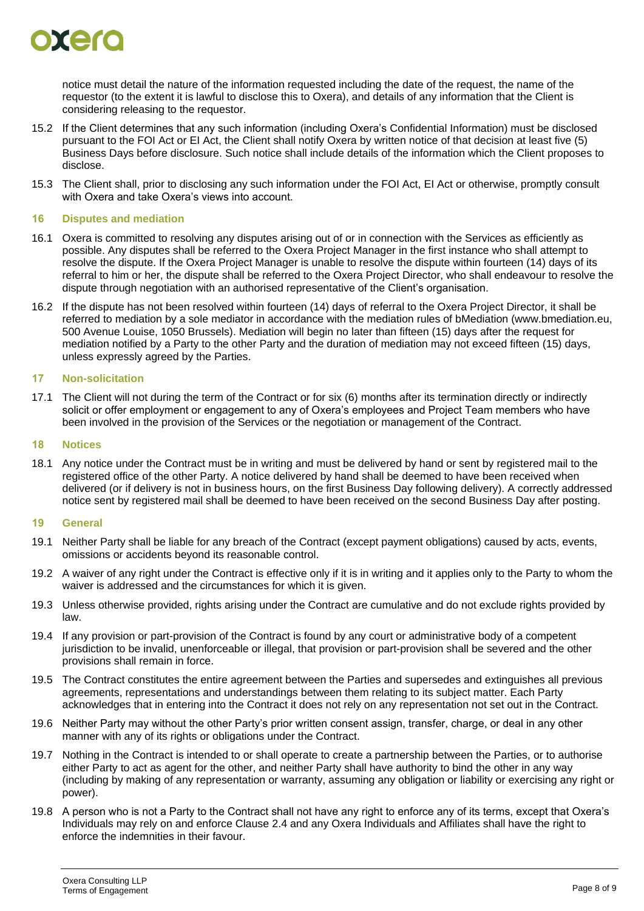notice must detail the nature of the information requested including the date of the request, the name of the requestor (to the extent it is lawful to disclose this to Oxera), and details of any information that the Client is considering releasing to the requestor.

15.2 If the Client determines that any such information (including Oxera's Confidential Information) must be disclosed pursuant to the FOI Act or EI Act, the Client shall notify Oxera by written notice of that decision at least five (5) Business Days before disclosure. Such notice shall include details of the information which the Client proposes to disclose.

15.3 The Client shall, prior to disclosing any such information under the FOI Act, EI Act or otherwise, promptly consult with Oxera and take Oxera's views into account.

## 16 Disputes and mediation

16.1 Oxera is committed to resolving any disputes arising out of or in connection with the Services as efficiently as possible. Any disputes shall be referred to the Oxera Project Manager in the first instance who shall attempt to resolve the dispute. If the Oxera Project Manager is unable to resolve the dispute within fourteen (14) days of its referral to him or her, the dispute shall be referred to the Oxera Project Director, who shall endeavour to resolve the dispute through negotiation with an authorised representative of the Client's organisation.

16.2 If the dispute has not been resolved within fourteen (14) days of referral to the Oxera Project Director, it shall be referred to mediation by a sole mediator in accordance with the mediation rules of bMediation (www.bmediation.eu, 500 Avenue Louise, 1050 Brussels). Mediation will begin no later than fifteen (15) days after the request for mediation notified by a Party to the other Party and the duration of mediation may not exceed fifteen (15) days, unless expressly agreed by the Parties.

## 17 Non-solicitation

17.1 The Client will not during the term of the Contract or for six (6) months after its termination directly or indirectly solicit or offer employment or engagement to any of Oxera's employees and Project Team members who have been involved in the provision of the Services or the negotiation or management of the Contract.

## 18 Notices

18.1 Any notice under the Contract must be in writing and must be delivered by hand or sent by registered mail to the registered office of the other Party. A notice delivered by hand shall be deemed to have been received when delivered (or if delivery is not in business hours, on the first Business Day following delivery). A correctly addressed notice sent by registered mail shall be deemed to have been received on the second Business Day after posting.

## 19 General

19.1 Neither Party shall be liable for any breach of the Contract (except payment obligations) caused by acts, events, omissions or accidents beyond its reasonable control.

19.2 A waiver of any right under the Contract is effective only if it is in writing and it applies only to the Party to whom the waiver is addressed and the circumstances for which it is given.

19.3 Unless otherwise provided, rights arising under the Contract are cumulative and do not exclude rights provided by law.

19.4 If any provision or part-provision of the Contract is found by any court or administrative body of a competent jurisdiction to be invalid, unenforceable or illegal, that provision or part-provision shall be severed and the other provisions shall remain in force.

19.5 The Contract constitutes the entire agreement between the Parties and supersedes and extinguishes all previous agreements, representations and understandings between them relating to its subject matter. Each Party acknowledges that in entering into the Contract it does not rely on any representation not set out in the Contract.

19.6 Neither Party may without the other Party's prior written consent assign, transfer, charge, or deal in any other manner with any of its rights or obligations under the Contract.

19.7 Nothing in the Contract is intended to or shall operate to create a partnership between the Parties, or to authorise either Party to act as agent for the other, and neither Party shall have authority to bind the other in any way (including by making of any representation or warranty, assuming any obligation or liability or exercising any right or power).

19.8 A person who is not a Party to the Contract shall not have any right to enforce any of its terms, except that Oxera's Individuals may rely on and enforce Clause 2.4 and any Oxera Individuals and Affiliates shall have the right to enforce the indemnities in their favour.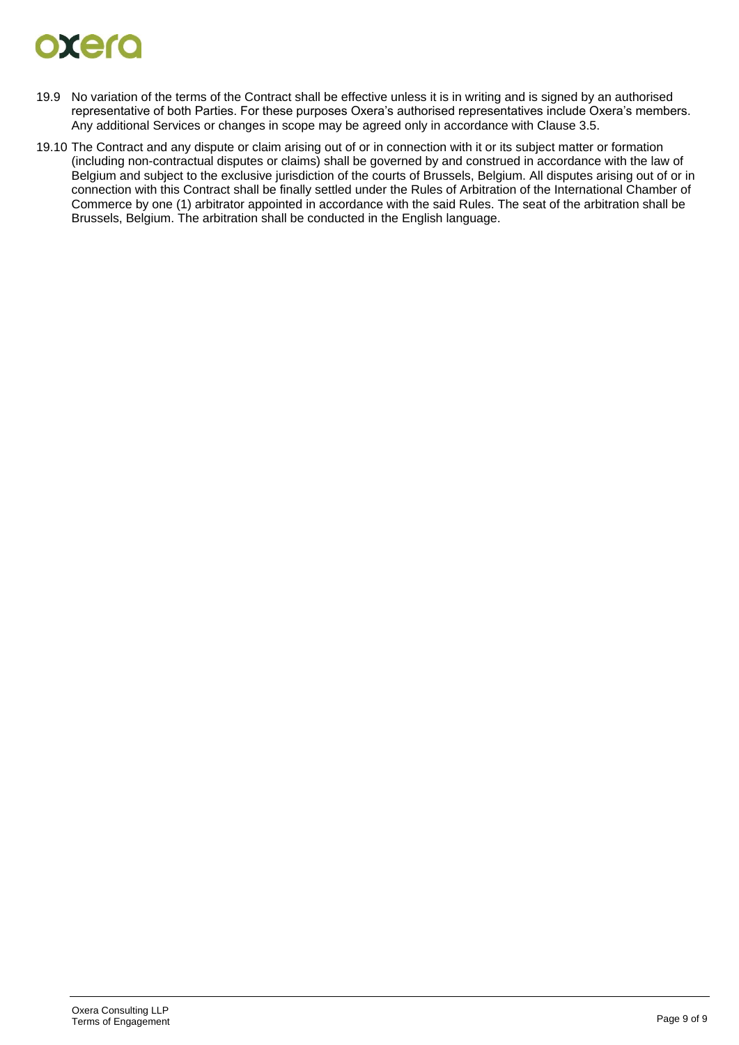19.9 No variation of the terms of the Contract shall be effective unless it is in writing and is signed by an authorised representative of both Parties. For these purposes Oxera's authorised representatives include Oxera's members. Any additional Services or changes in scope may be agreed only in accordance with Clause 3.5.

19.10 The Contract and any dispute or claim arising out of or in connection with it or its subject matter or formation (including non-contractual disputes or claims) shall be governed by and construed in accordance with the law of Belgium and subject to the exclusive jurisdiction of the courts of Brussels, Belgium. All disputes arising out of or in connection with this Contract shall be finally settled under the Rules of Arbitration of the International Chamber of Commerce by one (1) arbitrator appointed in accordance with the said Rules. The seat of the arbitration shall be Brussels, Belgium. The arbitration shall be conducted in the English language.